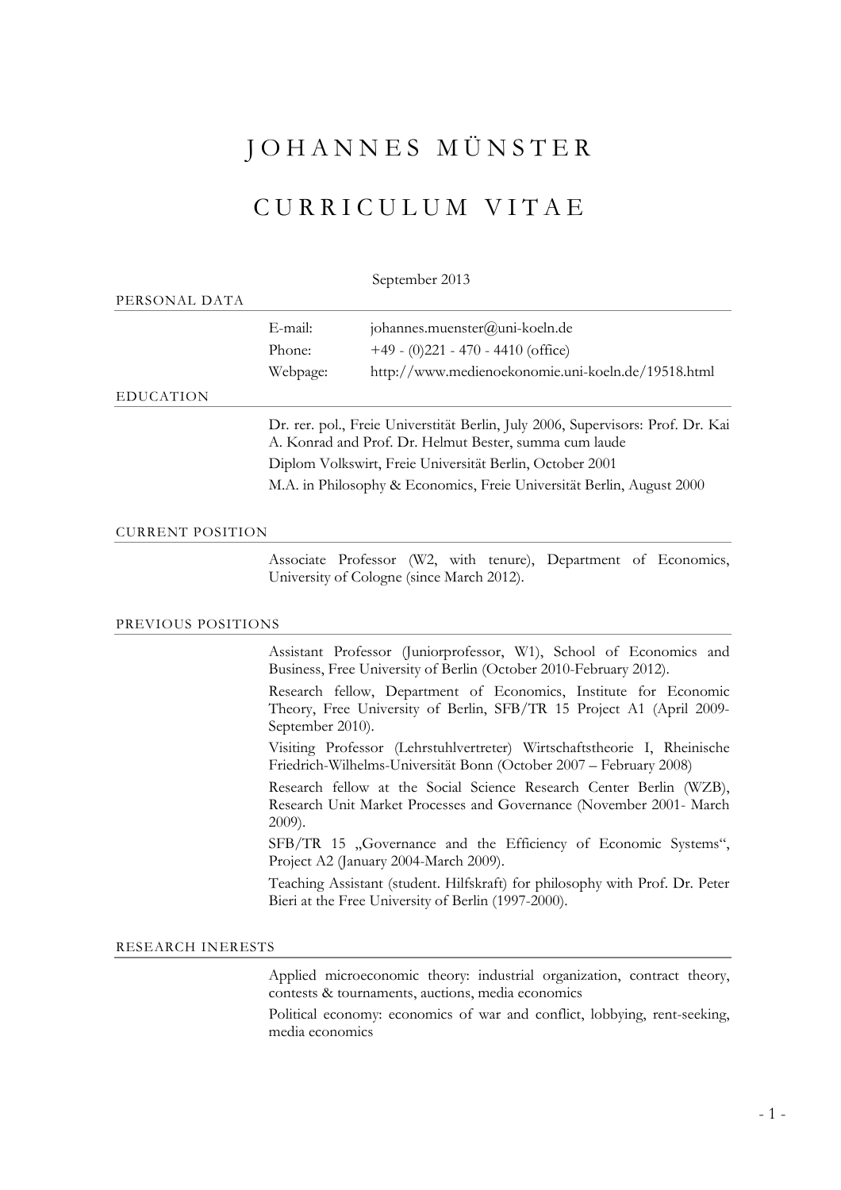# JOHANNES MÜNSTER

# CURRICULUM VITAE

September 2013

## PERSONAL DATA

| | |
|---|---|
| E-mail: | johannes.muenster@uni-koeln.de |
| Phone: | +49 - (0)221 - 470 - 4410 (office) |
| Webpage: | http://www.medienoekonomie.uni-koeln.de/19518.html |

## EDUCATION

Dr. rer. pol., Freie Universtität Berlin, July 2006, Supervisors: Prof. Dr. Kai A. Konrad and Prof. Dr. Helmut Bester, summa cum laude

Diplom Volkswirt, Freie Universität Berlin, October 2001

M.A. in Philosophy & Economics, Freie Universität Berlin, August 2000

## CURRENT POSITION

Associate Professor (W2, with tenure), Department of Economics, University of Cologne (since March 2012).

## PREVIOUS POSITIONS

Assistant Professor (Juniorprofessor, W1), School of Economics and Business, Free University of Berlin (October 2010-February 2012).

Research fellow, Department of Economics, Institute for Economic Theory, Free University of Berlin, SFB/TR 15 Project A1 (April 2009-September 2010).

Visiting Professor (Lehrstuhlvertreter) Wirtschaftstheorie I, Rheinische Friedrich-Wilhelms-Universität Bonn (October 2007 – February 2008)

Research fellow at the Social Science Research Center Berlin (WZB), Research Unit Market Processes and Governance (November 2001- March 2009).

SFB/TR 15 „Governance and the Efficiency of Economic Systems“, Project A2 (January 2004-March 2009).

Teaching Assistant (student. Hilfskraft) for philosophy with Prof. Dr. Peter Bieri at the Free University of Berlin (1997-2000).

## RESEARCH INERESTS

Applied microeconomic theory: industrial organization, contract theory, contests & tournaments, auctions, media economics

Political economy: economics of war and conflict, lobbying, rent-seeking, media economics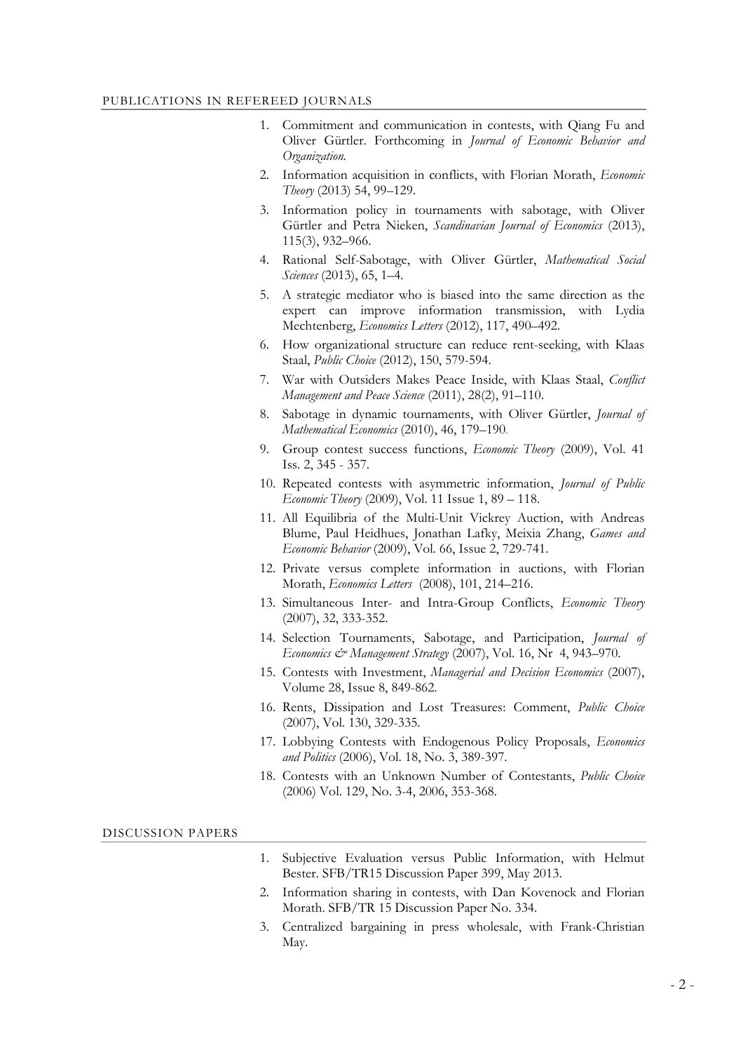## PUBLICATIONS IN REFEREED JOURNALS

1. Commitment and communication in contests, with Qiang Fu and Oliver Gürtler. Forthcoming in *Journal of Economic Behavior and Organization.*
2. Information acquisition in conflicts, with Florian Morath, *Economic Theory* (2013) 54, 99–129.
3. Information policy in tournaments with sabotage, with Oliver Gürtler and Petra Nieken, *Scandinavian Journal of Economics* (2013), 115(3), 932–966.
4. Rational Self-Sabotage, with Oliver Gürtler, *Mathematical Social Sciences* (2013), 65, 1–4.
5. A strategic mediator who is biased into the same direction as the expert can improve information transmission, with Lydia Mechtenberg, *Economics Letters* (2012), 117, 490–492.
6. How organizational structure can reduce rent-seeking, with Klaas Staal, *Public Choice* (2012), 150, 579-594.
7. War with Outsiders Makes Peace Inside, with Klaas Staal, *Conflict Management and Peace Science* (2011), 28(2), 91–110.
8. Sabotage in dynamic tournaments, with Oliver Gürtler, *Journal of Mathematical Economics* (2010), 46, 179–190.
9. Group contest success functions, *Economic Theory* (2009), Vol. 41 Iss. 2, 345 - 357.
10. Repeated contests with asymmetric information, *Journal of Public Economic Theory* (2009), Vol. 11 Issue 1, 89 – 118.
11. All Equilibria of the Multi-Unit Vickrey Auction, with Andreas Blume, Paul Heidhues, Jonathan Lafky, Meixia Zhang, *Games and Economic Behavior* (2009), Vol. 66, Issue 2, 729-741.
12. Private versus complete information in auctions, with Florian Morath, *Economics Letters* (2008), 101, 214–216.
13. Simultaneous Inter- and Intra-Group Conflicts, *Economic Theory* (2007), 32, 333-352.
14. Selection Tournaments, Sabotage, and Participation, *Journal of Economics & Management Strategy* (2007), Vol. 16, Nr 4, 943–970.
15. Contests with Investment, *Managerial and Decision Economics* (2007), Volume 28, Issue 8, 849-862.
16. Rents, Dissipation and Lost Treasures: Comment, *Public Choice* (2007), Vol. 130, 329-335.
17. Lobbying Contests with Endogenous Policy Proposals, *Economics and Politics* (2006), Vol. 18, No. 3, 389-397.
18. Contests with an Unknown Number of Contestants, *Public Choice* (2006) Vol. 129, No. 3-4, 2006, 353-368.

## DISCUSSION PAPERS

1. Subjective Evaluation versus Public Information, with Helmut Bester. SFB/TR15 Discussion Paper 399, May 2013.
2. Information sharing in contests, with Dan Kovenock and Florian Morath. SFB/TR 15 Discussion Paper No. 334.
3. Centralized bargaining in press wholesale, with Frank-Christian May.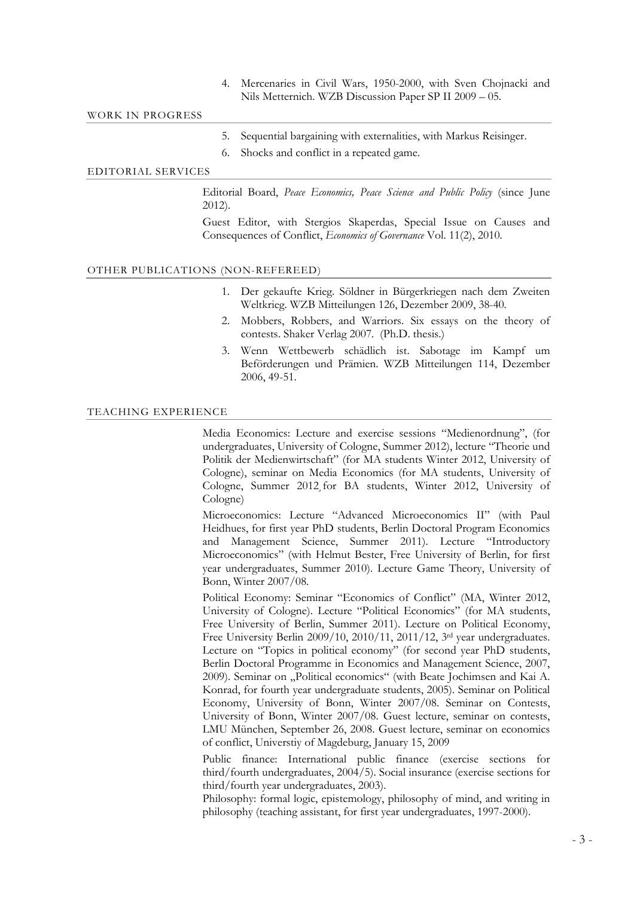4. Mercenaries in Civil Wars, 1950-2000, with Sven Chojnacki and Nils Metternich. WZB Discussion Paper SP II 2009 – 05.

## WORK IN PROGRESS

5. Sequential bargaining with externalities, with Markus Reisinger.
6. Shocks and conflict in a repeated game.

## EDITORIAL SERVICES

Editorial Board, *Peace Economics, Peace Science and Public Policy* (since June 2012).

Guest Editor, with Stergios Skaperdas, Special Issue on Causes and Consequences of Conflict, *Economics of Governance* Vol. 11(2), 2010.

## OTHER PUBLICATIONS (NON-REFEREED)

1. Der gekaufte Krieg. Söldner in Bürgerkriegen nach dem Zweiten Weltkrieg. WZB Mitteilungen 126, Dezember 2009, 38-40.
2. Mobbers, Robbers, and Warriors. Six essays on the theory of contests. Shaker Verlag 2007. (Ph.D. thesis.)
3. Wenn Wettbewerb schädlich ist. Sabotage im Kampf um Beförderungen und Prämien. WZB Mitteilungen 114, Dezember 2006, 49-51.

## TEACHING EXPERIENCE

Media Economics: Lecture and exercise sessions "Medienordnung", (for undergraduates, University of Cologne, Summer 2012), lecture "Theorie und Politik der Medienwirtschaft" (for MA students Winter 2012, University of Cologne), seminar on Media Economics (for MA students, University of Cologne, Summer 2012¸ for BA students, Winter 2012, University of Cologne)

Microeconomics: Lecture "Advanced Microeconomics II" (with Paul Heidhues, for first year PhD students, Berlin Doctoral Program Economics and Management Science, Summer 2011). Lecture "Introductory Microeconomics" (with Helmut Bester, Free University of Berlin, for first year undergraduates, Summer 2010). Lecture Game Theory, University of Bonn, Winter 2007/08.

Political Economy: Seminar "Economics of Conflict" (MA, Winter 2012, University of Cologne). Lecture "Political Economics" (for MA students, Free University of Berlin, Summer 2011). Lecture on Political Economy, Free University Berlin 2009/10, 2010/11, 2011/12, 3rd year undergraduates. Lecture on "Topics in political economy" (for second year PhD students, Berlin Doctoral Programme in Economics and Management Science, 2007, 2009). Seminar on „Political economics" (with Beate Jochimsen and Kai A. Konrad, for fourth year undergraduate students, 2005). Seminar on Political Economy, University of Bonn, Winter 2007/08. Seminar on Contests, University of Bonn, Winter 2007/08. Guest lecture, seminar on contests, LMU München, September 26, 2008. Guest lecture, seminar on economics of conflict, Universtiy of Magdeburg, January 15, 2009

Public finance: International public finance (exercise sections for third/fourth undergraduates, 2004/5). Social insurance (exercise sections for third/fourth year undergraduates, 2003).

Philosophy: formal logic, epistemology, philosophy of mind, and writing in philosophy (teaching assistant, for first year undergraduates, 1997-2000).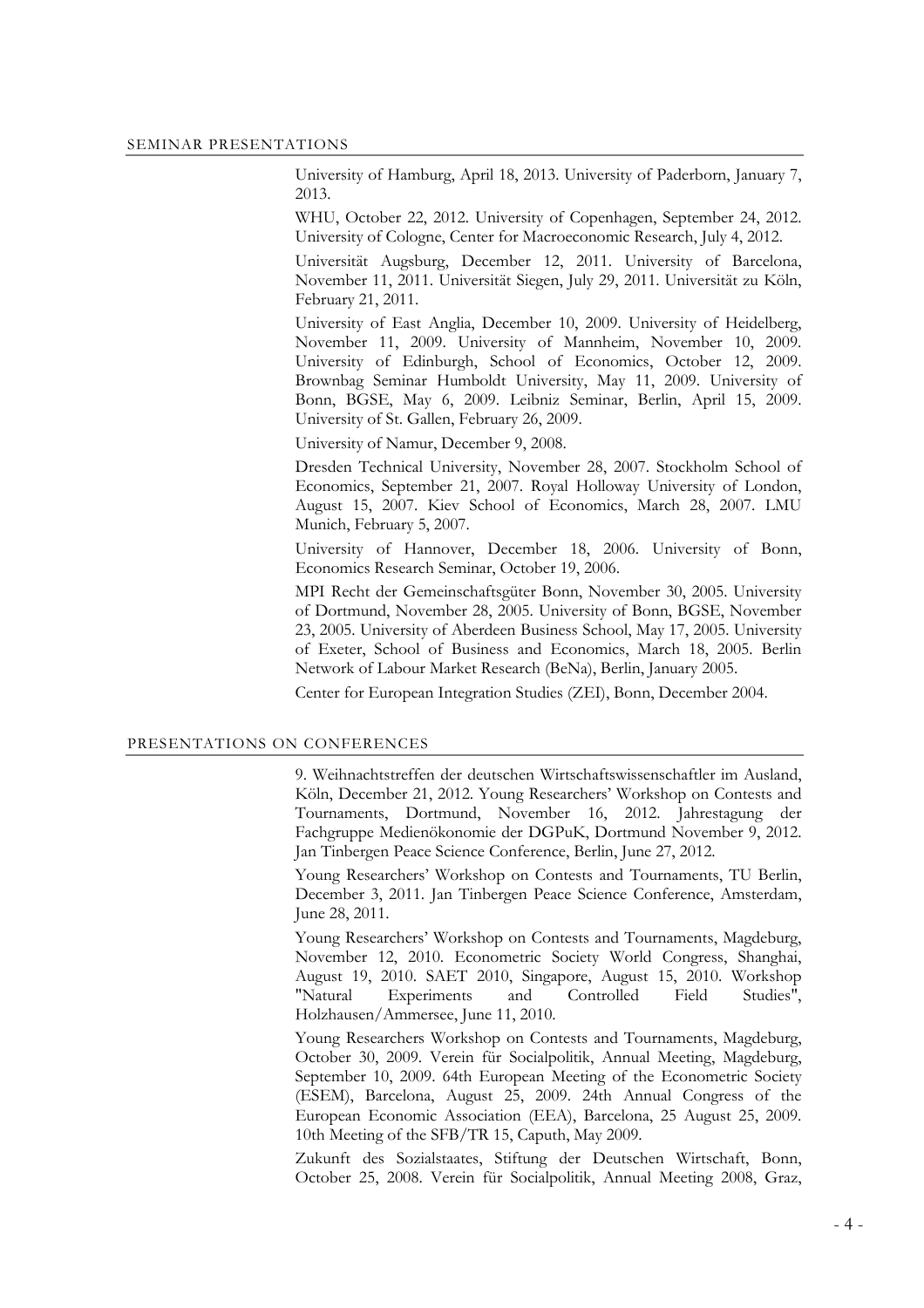## SEMINAR PRESENTATIONS

University of Hamburg, April 18, 2013. University of Paderborn, January 7, 2013.

WHU, October 22, 2012. University of Copenhagen, September 24, 2012. University of Cologne, Center for Macroeconomic Research, July 4, 2012.

Universität Augsburg, December 12, 2011. University of Barcelona, November 11, 2011. Universität Siegen, July 29, 2011. Universität zu Köln, February 21, 2011.

University of East Anglia, December 10, 2009. University of Heidelberg, November 11, 2009. University of Mannheim, November 10, 2009. University of Edinburgh, School of Economics, October 12, 2009. Brownbag Seminar Humboldt University, May 11, 2009. University of Bonn, BGSE, May 6, 2009. Leibniz Seminar, Berlin, April 15, 2009. University of St. Gallen, February 26, 2009.

University of Namur, December 9, 2008.

Dresden Technical University, November 28, 2007. Stockholm School of Economics, September 21, 2007. Royal Holloway University of London, August 15, 2007. Kiev School of Economics, March 28, 2007. LMU Munich, February 5, 2007.

University of Hannover, December 18, 2006. University of Bonn, Economics Research Seminar, October 19, 2006.

MPI Recht der Gemeinschaftsgüter Bonn, November 30, 2005. University of Dortmund, November 28, 2005. University of Bonn, BGSE, November 23, 2005. University of Aberdeen Business School, May 17, 2005. University of Exeter, School of Business and Economics, March 18, 2005. Berlin Network of Labour Market Research (BeNa), Berlin, January 2005.

Center for European Integration Studies (ZEI), Bonn, December 2004.

## PRESENTATIONS ON CONFERENCES

9. Weihnachtstreffen der deutschen Wirtschaftswissenschaftler im Ausland, Köln, December 21, 2012. Young Researchers' Workshop on Contests and Tournaments, Dortmund, November 16, 2012. Jahrestagung der Fachgruppe Medienökonomie der DGPuK, Dortmund November 9, 2012. Jan Tinbergen Peace Science Conference, Berlin, June 27, 2012.

Young Researchers' Workshop on Contests and Tournaments, TU Berlin, December 3, 2011. Jan Tinbergen Peace Science Conference, Amsterdam, June 28, 2011.

Young Researchers' Workshop on Contests and Tournaments, Magdeburg, November 12, 2010. Econometric Society World Congress, Shanghai, August 19, 2010. SAET 2010, Singapore, August 15, 2010. Workshop "Natural Experiments and Controlled Field Studies", Holzhausen/Ammersee, June 11, 2010.

Young Researchers Workshop on Contests and Tournaments, Magdeburg, October 30, 2009. Verein für Socialpolitik, Annual Meeting, Magdeburg, September 10, 2009. 64th European Meeting of the Econometric Society (ESEM), Barcelona, August 25, 2009. 24th Annual Congress of the European Economic Association (EEA), Barcelona, 25 August 25, 2009. 10th Meeting of the SFB/TR 15, Caputh, May 2009.

Zukunft des Sozialstaates, Stiftung der Deutschen Wirtschaft, Bonn, October 25, 2008. Verein für Socialpolitik, Annual Meeting 2008, Graz,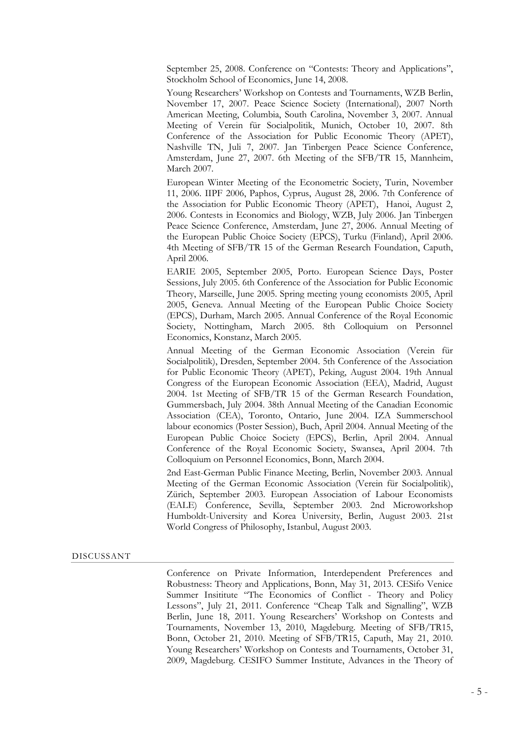September 25, 2008. Conference on "Contests: Theory and Applications", Stockholm School of Economics, June 14, 2008.

Young Researchers' Workshop on Contests and Tournaments, WZB Berlin, November 17, 2007. Peace Science Society (International), 2007 North American Meeting, Columbia, South Carolina, November 3, 2007. Annual Meeting of Verein für Socialpolitik, Munich, October 10, 2007. 8th Conference of the Association for Public Economic Theory (APET), Nashville TN, Juli 7, 2007. Jan Tinbergen Peace Science Conference, Amsterdam, June 27, 2007. 6th Meeting of the SFB/TR 15, Mannheim, March 2007.

European Winter Meeting of the Econometric Society, Turin, November 11, 2006. IIPF 2006, Paphos, Cyprus, August 28, 2006. 7th Conference of the Association for Public Economic Theory (APET), Hanoi, August 2, 2006. Contests in Economics and Biology, WZB, July 2006. Jan Tinbergen Peace Science Conference, Amsterdam, June 27, 2006. Annual Meeting of the European Public Choice Society (EPCS), Turku (Finland), April 2006. 4th Meeting of SFB/TR 15 of the German Research Foundation, Caputh, April 2006.

EARIE 2005, September 2005, Porto. European Science Days, Poster Sessions, July 2005. 6th Conference of the Association for Public Economic Theory, Marseille, June 2005. Spring meeting young economists 2005, April 2005, Geneva. Annual Meeting of the European Public Choice Society (EPCS), Durham, March 2005. Annual Conference of the Royal Economic Society, Nottingham, March 2005. 8th Colloquium on Personnel Economics, Konstanz, March 2005.

Annual Meeting of the German Economic Association (Verein für Socialpolitik), Dresden, September 2004. 5th Conference of the Association for Public Economic Theory (APET), Peking, August 2004. 19th Annual Congress of the European Economic Association (EEA), Madrid, August 2004. 1st Meeting of SFB/TR 15 of the German Research Foundation, Gummersbach, July 2004. 38th Annual Meeting of the Canadian Economic Association (CEA), Toronto, Ontario, June 2004. IZA Summerschool labour economics (Poster Session), Buch, April 2004. Annual Meeting of the European Public Choice Society (EPCS), Berlin, April 2004. Annual Conference of the Royal Economic Society, Swansea, April 2004. 7th Colloquium on Personnel Economics, Bonn, March 2004.

2nd East-German Public Finance Meeting, Berlin, November 2003. Annual Meeting of the German Economic Association (Verein für Socialpolitik), Zürich, September 2003. European Association of Labour Economists (EALE) Conference, Sevilla, September 2003. 2nd Microworkshop Humboldt-University and Korea University, Berlin, August 2003. 21st World Congress of Philosophy, Istanbul, August 2003.

## DISCUSSANT

Conference on Private Information, Interdependent Preferences and Robustness: Theory and Applications, Bonn, May 31, 2013. CESifo Venice Summer Insititute "The Economics of Conflict - Theory and Policy Lessons", July 21, 2011. Conference "Cheap Talk and Signalling", WZB Berlin, June 18, 2011. Young Researchers' Workshop on Contests and Tournaments, November 13, 2010, Magdeburg. Meeting of SFB/TR15, Bonn, October 21, 2010. Meeting of SFB/TR15, Caputh, May 21, 2010. Young Researchers' Workshop on Contests and Tournaments, October 31, 2009, Magdeburg. CESIFO Summer Institute, Advances in the Theory of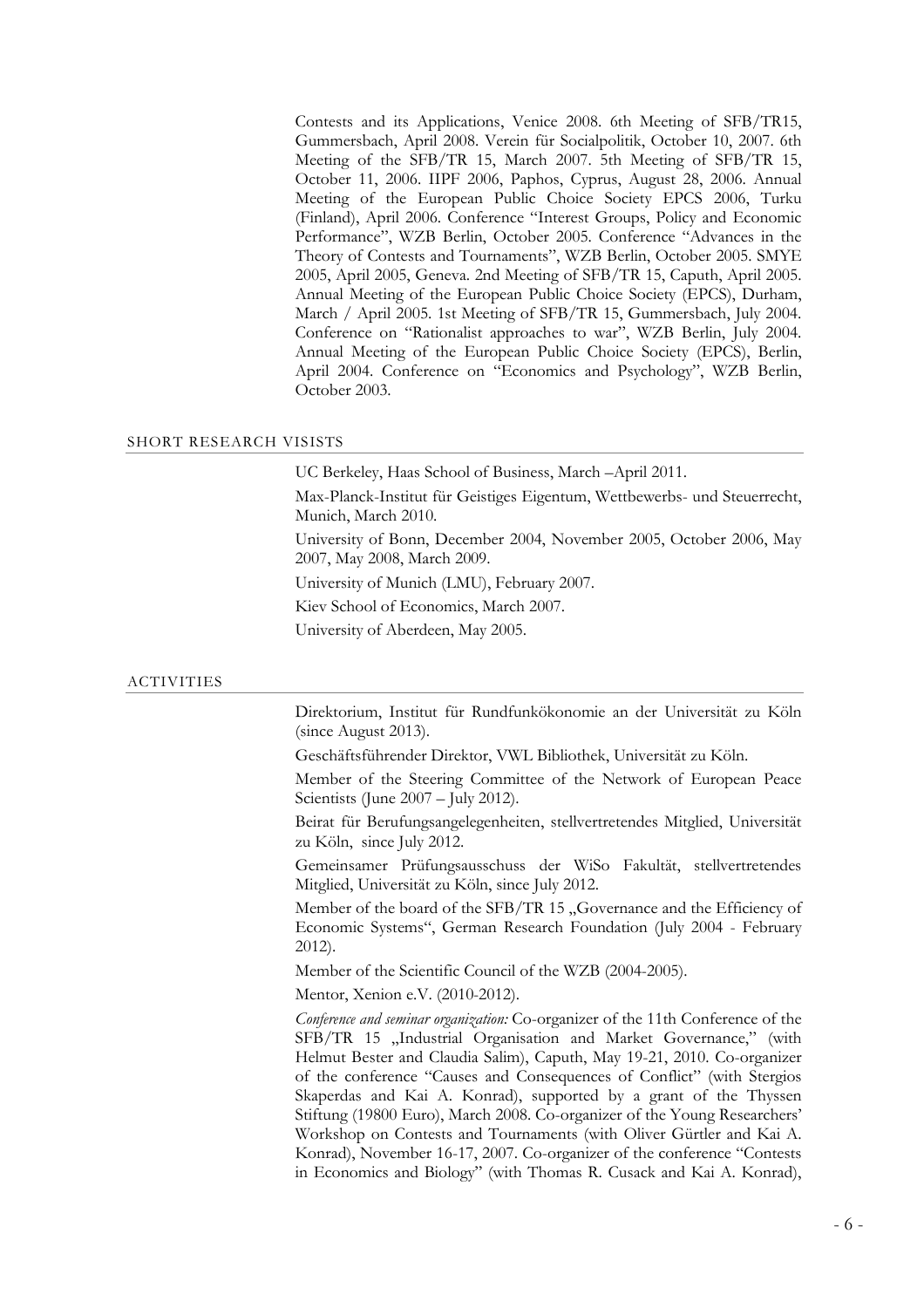Contests and its Applications, Venice 2008. 6th Meeting of SFB/TR15, Gummersbach, April 2008. Verein für Socialpolitik, October 10, 2007. 6th Meeting of the SFB/TR 15, March 2007. 5th Meeting of SFB/TR 15, October 11, 2006. IIPF 2006, Paphos, Cyprus, August 28, 2006. Annual Meeting of the European Public Choice Society EPCS 2006, Turku (Finland), April 2006. Conference "Interest Groups, Policy and Economic Performance", WZB Berlin, October 2005. Conference "Advances in the Theory of Contests and Tournaments", WZB Berlin, October 2005. SMYE 2005, April 2005, Geneva. 2nd Meeting of SFB/TR 15, Caputh, April 2005. Annual Meeting of the European Public Choice Society (EPCS), Durham, March / April 2005. 1st Meeting of SFB/TR 15, Gummersbach, July 2004. Conference on "Rationalist approaches to war", WZB Berlin, July 2004. Annual Meeting of the European Public Choice Society (EPCS), Berlin, April 2004. Conference on "Economics and Psychology", WZB Berlin, October 2003.

## SHORT RESEARCH VISISTS

UC Berkeley, Haas School of Business, March –April 2011.

Max-Planck-Institut für Geistiges Eigentum, Wettbewerbs- und Steuerrecht, Munich, March 2010.

University of Bonn, December 2004, November 2005, October 2006, May 2007, May 2008, March 2009.

University of Munich (LMU), February 2007.

Kiev School of Economics, March 2007.

University of Aberdeen, May 2005.

## ACTIVITIES

Direktorium, Institut für Rundfunkökonomie an der Universität zu Köln (since August 2013).

Geschäftsführender Direktor, VWL Bibliothek, Universität zu Köln.

Member of the Steering Committee of the Network of European Peace Scientists (June 2007 – July 2012).

Beirat für Berufungsangelegenheiten, stellvertretendes Mitglied, Universität zu Köln, since July 2012.

Gemeinsamer Prüfungsausschuss der WiSo Fakultät, stellvertretendes Mitglied, Universität zu Köln, since July 2012.

Member of the board of the SFB/TR 15 „Governance and the Efficiency of Economic Systems", German Research Foundation (July 2004 - February 2012).

Member of the Scientific Council of the WZB (2004-2005).

Mentor, Xenion e.V. (2010-2012).

*Conference and seminar organization:* Co-organizer of the 11th Conference of the SFB/TR 15 „Industrial Organisation and Market Governance," (with Helmut Bester and Claudia Salim), Caputh, May 19-21, 2010. Co-organizer of the conference "Causes and Consequences of Conflict" (with Stergios Skaperdas and Kai A. Konrad), supported by a grant of the Thyssen Stiftung (19800 Euro), March 2008. Co-organizer of the Young Researchers' Workshop on Contests and Tournaments (with Oliver Gürtler and Kai A. Konrad), November 16-17, 2007. Co-organizer of the conference "Contests in Economics and Biology" (with Thomas R. Cusack and Kai A. Konrad),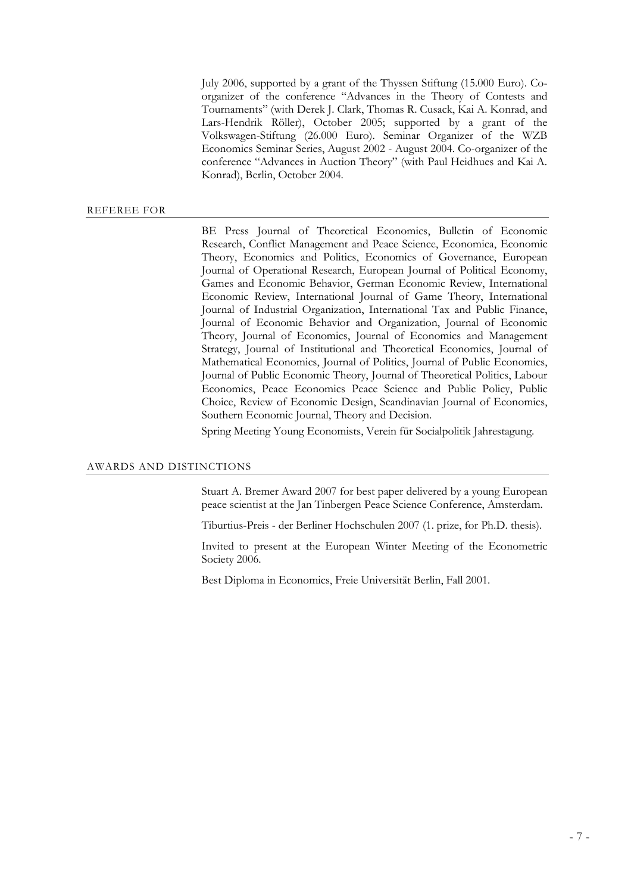July 2006, supported by a grant of the Thyssen Stiftung (15.000 Euro). Co-organizer of the conference "Advances in the Theory of Contests and Tournaments" (with Derek J. Clark, Thomas R. Cusack, Kai A. Konrad, and Lars-Hendrik Röller), October 2005; supported by a grant of the Volkswagen-Stiftung (26.000 Euro). Seminar Organizer of the WZB Economics Seminar Series, August 2002 - August 2004. Co-organizer of the conference "Advances in Auction Theory" (with Paul Heidhues and Kai A. Konrad), Berlin, October 2004.

## REFEREE FOR

BE Press Journal of Theoretical Economics, Bulletin of Economic Research, Conflict Management and Peace Science, Economica, Economic Theory, Economics and Politics, Economics of Governance, European Journal of Operational Research, European Journal of Political Economy, Games and Economic Behavior, German Economic Review, International Economic Review, International Journal of Game Theory, International Journal of Industrial Organization, International Tax and Public Finance, Journal of Economic Behavior and Organization, Journal of Economic Theory, Journal of Economics, Journal of Economics and Management Strategy, Journal of Institutional and Theoretical Economics, Journal of Mathematical Economics, Journal of Politics, Journal of Public Economics, Journal of Public Economic Theory, Journal of Theoretical Politics, Labour Economics, Peace Economics Peace Science and Public Policy, Public Choice, Review of Economic Design, Scandinavian Journal of Economics, Southern Economic Journal, Theory and Decision.

Spring Meeting Young Economists, Verein für Socialpolitik Jahrestagung.

## AWARDS AND DISTINCTIONS

Stuart A. Bremer Award 2007 for best paper delivered by a young European peace scientist at the Jan Tinbergen Peace Science Conference, Amsterdam.

Tiburtius-Preis - der Berliner Hochschulen 2007 (1. prize, for Ph.D. thesis).

Invited to present at the European Winter Meeting of the Econometric Society 2006.

Best Diploma in Economics, Freie Universität Berlin, Fall 2001.